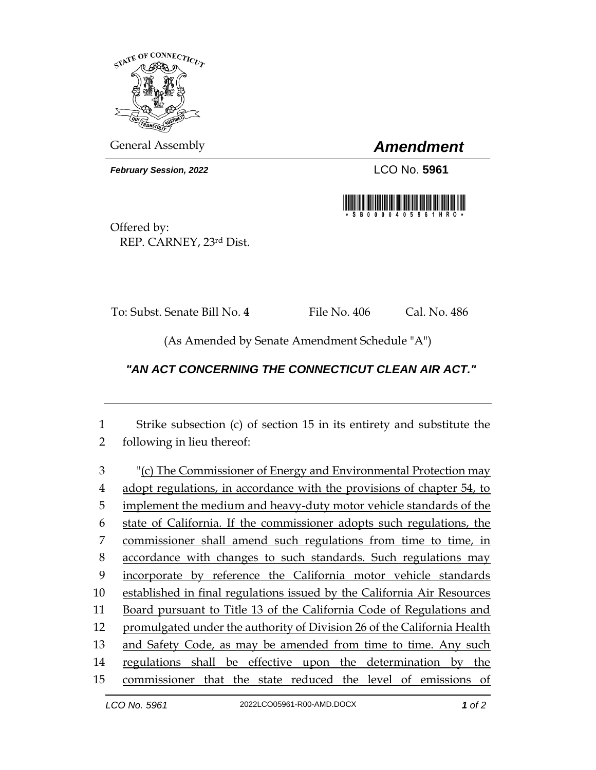STATE OF CONNECTICUT

General Assembly

# *Amendment*

***February Session, 2022***

LCO No. **5961**

\* S B 0 0 0 0 4 0 5 9 6 1 H R O \*

Offered by:
REP. CARNEY, 23rd Dist.

To: Subst. Senate Bill No. **4** File No. 406 Cal. No. 486

(As Amended by Senate Amendment Schedule "A")

***"AN ACT CONCERNING THE CONNECTICUT CLEAN AIR ACT."***

---

1 Strike subsection (c) of section 15 in its entirety and substitute the
2 following in lieu thereof:

3 "<u>(c) The Commissioner of Energy and Environmental Protection may</u>
4 <u>adopt regulations, in accordance with the provisions of chapter 54, to</u>
5 <u>implement the medium and heavy-duty motor vehicle standards of the</u>
6 <u>state of California. If the commissioner adopts such regulations, the</u>
7 <u>commissioner shall amend such regulations from time to time, in</u>
8 <u>accordance with changes to such standards. Such regulations may</u>
9 <u>incorporate by reference the California motor vehicle standards</u>
10 <u>established in final regulations issued by the California Air Resources</u>
11 <u>Board pursuant to Title 13 of the California Code of Regulations and</u>
12 <u>promulgated under the authority of Division 26 of the California Health</u>
13 <u>and Safety Code, as may be amended from time to time. Any such</u>
14 <u>regulations shall be effective upon the determination by the</u>
15 <u>commissioner that the state reduced the level of emissions of</u>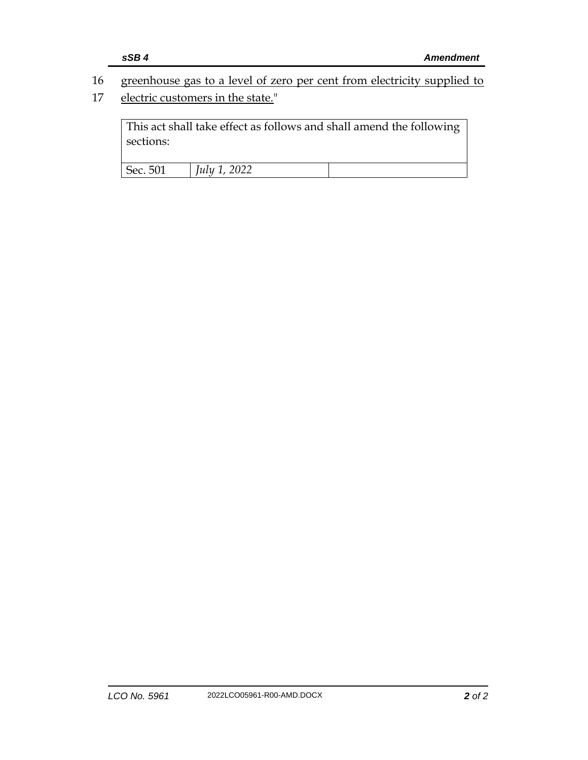16 <u>greenhouse gas to a level of zero per cent from electricity supplied to</u>
17 <u>electric customers in the state.</u>"

| This act shall take effect as follows and shall amend the following sections: | | |
|---|---|---|
| Sec. 501 | *July 1, 2022* | |